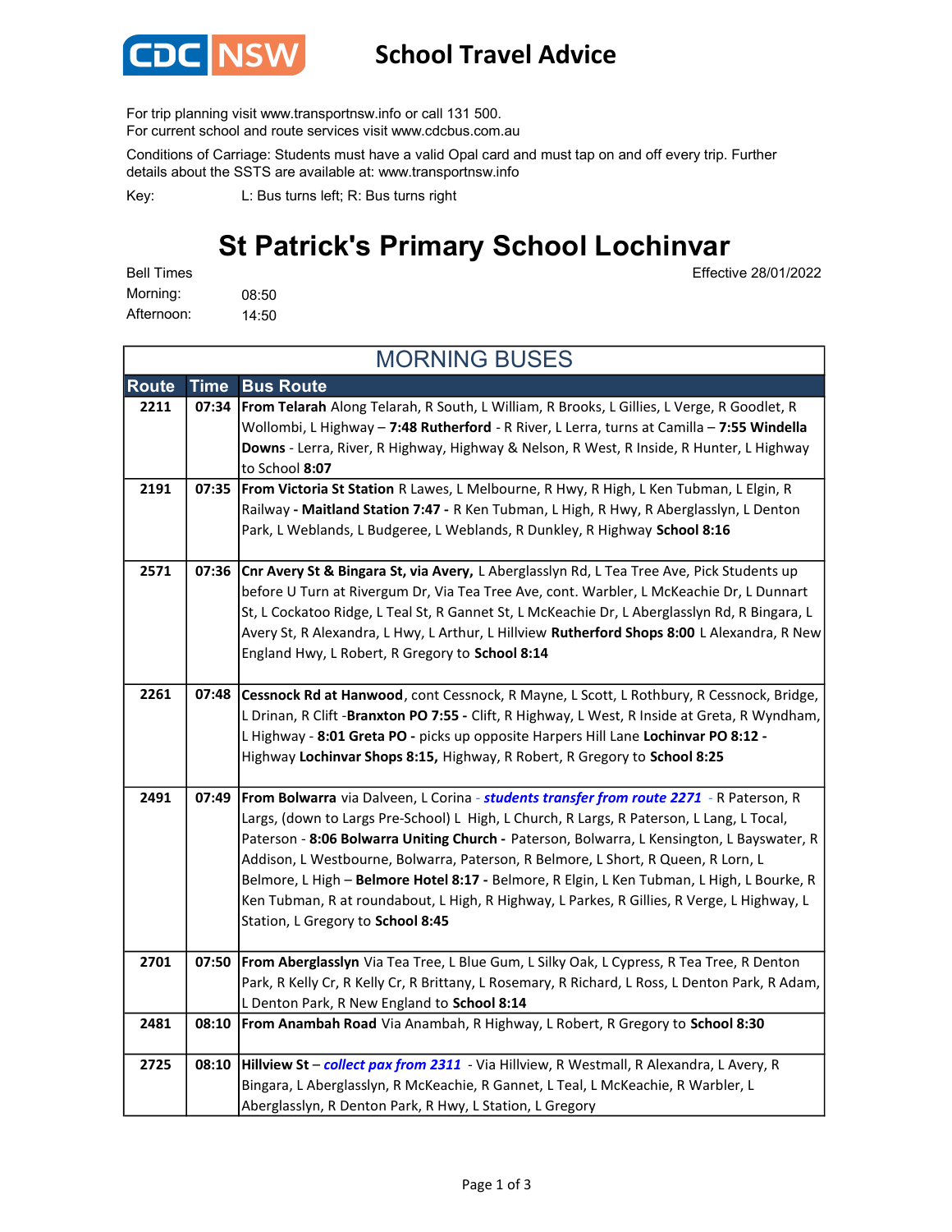CDC NSW

# School Travel Advice

For trip planning visit www.transportnsw.info or call 131 500.
For current school and route services visit www.cdcbus.com.au

Conditions of Carriage: Students must have a valid Opal card and must tap on and off every trip. Further details about the SSTS are available at: www.transportnsw.info

Key: L: Bus turns left; R: Bus turns right

## St Patrick's Primary School Lochinvar

Effective 28/01/2022

Bell Times

Morning: 08:50

Afternoon: 14:50

### MORNING BUSES

| Route | Time | Bus Route |
|---|---|---|
| 2211 | 07:34 | **From Telarah** Along Telarah, R South, L William, R Brooks, L Gillies, L Verge, R Goodlet, R Wollombi, L Highway – **7:48 Rutherford** - R River, L Lerra, turns at Camilla – **7:55 Windella Downs** - Lerra, River, R Highway, Highway & Nelson, R West, R Inside, R Hunter, L Highway to School **8:07** |
| 2191 | 07:35 | **From Victoria St Station** R Lawes, L Melbourne, R Hwy, R High, L Ken Tubman, L Elgin, R Railway **- Maitland Station 7:47 -** R Ken Tubman, L High, R Hwy, R Aberglasslyn, L Denton Park, L Weblands, L Budgeree, L Weblands, R Dunkley, R Highway **School 8:16** |
| 2571 | 07:36 | **Cnr Avery St & Bingara St, via Avery,** L Aberglasslyn Rd, L Tea Tree Ave, Pick Students up before U Turn at Rivergum Dr, Via Tea Tree Ave, cont. Warbler, L McKeachie Dr, L Dunnart St, L Cockatoo Ridge, L Teal St, R Gannet St, L McKeachie Dr, L Aberglasslyn Rd, R Bingara, L Avery St, R Alexandra, L Hwy, L Arthur, L Hillview **Rutherford Shops 8:00** L Alexandra, R New England Hwy, L Robert, R Gregory to **School 8:14** |
| 2261 | 07:48 | **Cessnock Rd at Hanwood**, cont Cessnock, R Mayne, L Scott, L Rothbury, R Cessnock, Bridge, L Drinan, R Clift -**Branxton PO 7:55 -** Clift, R Highway, L West, R Inside at Greta, R Wyndham, L Highway - **8:01 Greta PO -** picks up opposite Harpers Hill Lane **Lochinvar PO 8:12 -** Highway **Lochinvar Shops 8:15,** Highway, R Robert, R Gregory to **School 8:25** |
| 2491 | 07:49 | **From Bolwarra** via Dalveen, L Corina - ***students transfer from route 2271*** - R Paterson, R Largs, (down to Largs Pre-School) L High, L Church, R Largs, R Paterson, L Lang, L Tocal, Paterson - **8:06 Bolwarra Uniting Church -** Paterson, Bolwarra, L Kensington, L Bayswater, R Addison, L Westbourne, Bolwarra, Paterson, R Belmore, L Short, R Queen, R Lorn, L Belmore, L High – **Belmore Hotel 8:17 -** Belmore, R Elgin, L Ken Tubman, L High, L Bourke, R Ken Tubman, R at roundabout, L High, R Highway, L Parkes, R Gillies, R Verge, L Highway, L Station, L Gregory to **School 8:45** |
| 2701 | 07:50 | **From Aberglasslyn** Via Tea Tree, L Blue Gum, L Silky Oak, L Cypress, R Tea Tree, R Denton Park, R Kelly Cr, R Kelly Cr, R Brittany, L Rosemary, R Richard, L Ross, L Denton Park, R Adam, L Denton Park, R New England to **School 8:14** |
| 2481 | 08:10 | **From Anambah Road** Via Anambah, R Highway, L Robert, R Gregory to **School 8:30** |
| 2725 | 08:10 | **Hillview St** – ***collect pax from 2311*** - Via Hillview, R Westmall, R Alexandra, L Avery, R Bingara, L Aberglasslyn, R McKeachie, R Gannet, L Teal, L McKeachie, R Warbler, L Aberglasslyn, R Denton Park, R Hwy, L Station, L Gregory |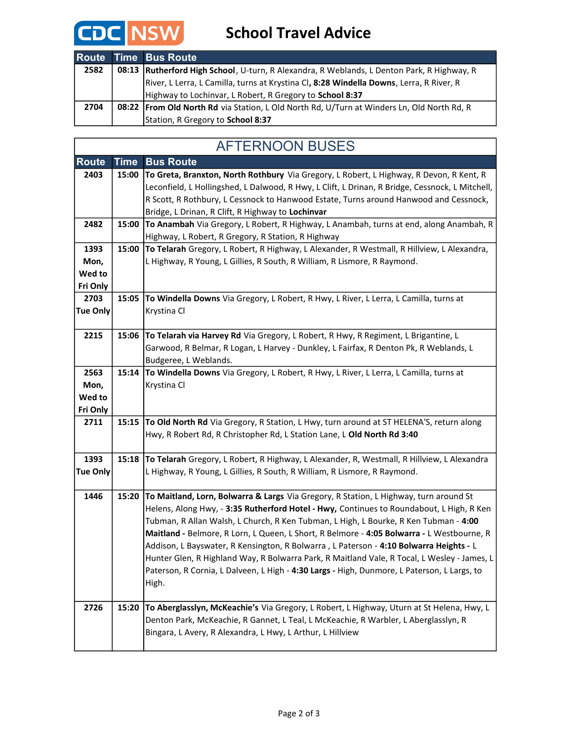# School Travel Advice

| Route | Time | Bus Route |
|---|---|---|
| 2582 | 08:13 | **Rutherford High School**, U-turn, R Alexandra, R Weblands, L Denton Park, R Highway, R River, L Lerra, L Camilla, turns at Krystina Cl**, 8:28 Windella Downs**, Lerra, R River, R Highway to Lochinvar, L Robert, R Gregory to **School 8:37** |
| 2704 | 08:22 | **From Old North Rd** via Station, L Old North Rd, U/Turn at Winders Ln, Old North Rd, R Station, R Gregory to **School 8:37** |

## AFTERNOON BUSES

| Route | Time | Bus Route |
|---|---|---|
| 2403 | 15:00 | **To Greta, Branxton, North Rothbury** Via Gregory, L Robert, L Highway, R Devon, R Kent, R Leconfield, L Hollingshed, L Dalwood, R Hwy, L Clift, L Drinan, R Bridge, Cessnock, L Mitchell, R Scott, R Rothbury, L Cessnock to Hanwood Estate, Turns around Hanwood and Cessnock, Bridge, L Drinan, R Clift, R Highway to **Lochinvar** |
| 2482 | 15:00 | **To Anambah** Via Gregory, L Robert, R Highway, L Anambah, turns at end, along Anambah, R Highway, L Robert, R Gregory, R Station, R Highway |
| 1393 Mon, Wed to Fri Only | 15:00 | **To Telarah** Gregory, L Robert, R Highway, L Alexander, R Westmall, R Hillview, L Alexandra, L Highway, R Young, L Gillies, R South, R William, R Lismore, R Raymond. |
| 2703 Tue Only | 15:05 | **To Windella Downs** Via Gregory, L Robert, R Hwy, L River, L Lerra, L Camilla, turns at Krystina Cl |
| 2215 | 15:06 | **To Telarah via Harvey Rd** Via Gregory, L Robert, R Hwy, R Regiment, L Brigantine, L Garwood, R Belmar, R Logan, L Harvey - Dunkley, L Fairfax, R Denton Pk, R Weblands, L Budgeree, L Weblands. |
| 2563 Mon, Wed to Fri Only | 15:14 | **To Windella Downs** Via Gregory, L Robert, R Hwy, L River, L Lerra, L Camilla, turns at Krystina Cl |
| 2711 | 15:15 | **To Old North Rd** Via Gregory, R Station, L Hwy, turn around at ST HELENA'S, return along Hwy, R Robert Rd, R Christopher Rd, L Station Lane, L **Old North Rd 3:40** |
| 1393 Tue Only | 15:18 | **To Telarah** Gregory, L Robert, R Highway, L Alexander, R, Westmall, R Hillview, L Alexandra L Highway, R Young, L Gillies, R South, R William, R Lismore, R Raymond. |
| 1446 | 15:20 | **To Maitland, Lorn, Bolwarra & Largs** Via Gregory, R Station, L Highway, turn around St Helens, Along Hwy, - **3:35 Rutherford Hotel - Hwy,** Continues to Roundabout, L High, R Ken Tubman, R Allan Walsh, L Church, R Ken Tubman, L High, L Bourke, R Ken Tubman - **4:00 Maitland -** Belmore, R Lorn, L Queen, L Short, R Belmore - **4:05 Bolwarra -** L Westbourne, R Addison, L Bayswater, R Kensington, R Bolwarra , L Paterson - **4:10 Bolwarra Heights -** L Hunter Glen, R Highland Way, R Bolwarra Park, R Maitland Vale, R Tocal, L Wesley - James, L Paterson, R Cornia, L Dalveen, L High - **4:30 Largs -** High, Dunmore, L Paterson, L Largs, to High. |
| 2726 | 15:20 | **To Aberglasslyn, McKeachie's** Via Gregory, L Robert, L Highway, Uturn at St Helena, Hwy, L Denton Park, McKeachie, R Gannet, L Teal, L McKeachie, R Warbler, L Aberglasslyn, R Bingara, L Avery, R Alexandra, L Hwy, L Arthur, L Hillview |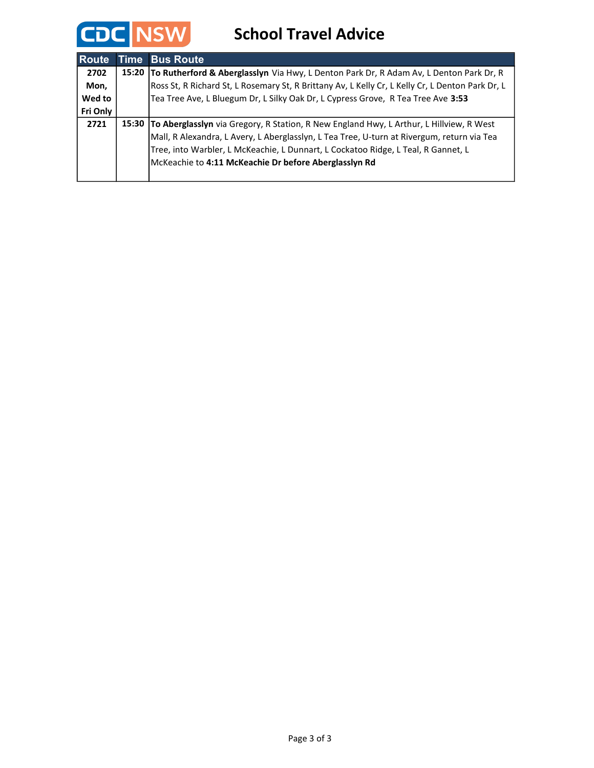# School Travel Advice

| Route | Time | Bus Route |
|---|---|---|
| **2702 Mon, Wed to Fri Only** | **15:20** | **To Rutherford & Aberglasslyn** Via Hwy, L Denton Park Dr, R Adam Av, L Denton Park Dr, R Ross St, R Richard St, L Rosemary St, R Brittany Av, L Kelly Cr, L Kelly Cr, L Denton Park Dr, L Tea Tree Ave, L Bluegum Dr, L Silky Oak Dr, L Cypress Grove, R Tea Tree Ave **3:53** |
| **2721** | **15:30** | **To Aberglasslyn** via Gregory, R Station, R New England Hwy, L Arthur, L Hillview, R West Mall, R Alexandra, L Avery, L Aberglasslyn, L Tea Tree, U-turn at Rivergum, return via Tea Tree, into Warbler, L McKeachie, L Dunnart, L Cockatoo Ridge, L Teal, R Gannet, L McKeachie to **4:11 McKeachie Dr before Aberglasslyn Rd** |